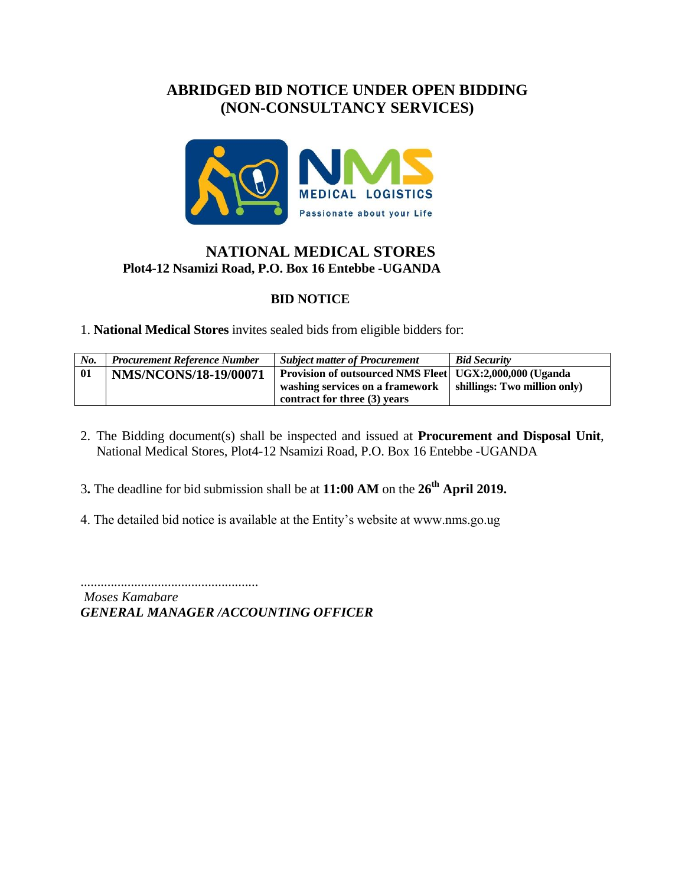# ABRIDGED BID NOTICE UNDER OPEN BIDDING (NON-CONSULTANCY SERVICES)

NMS

MEDICAL LOGISTICS

Passionate about your Life

## NATIONAL MEDICAL STORES

**Plot4-12 Nsamizi Road, P.O. Box 16 Entebbe -UGANDA**

### BID NOTICE

1. **National Medical Stores** invites sealed bids from eligible bidders for:

| *No.* | *Procurement Reference Number* | *Subject matter of Procurement* | *Bid Security* |
|---|---|---|---|
| **01** | **NMS/NCONS/18-19/00071** | **Provision of outsourced NMS Fleet washing services on a framework contract for three (3) years** | **UGX:2,000,000 (Uganda shillings: Two million only)** |

2. The Bidding document(s) shall be inspected and issued at **Procurement and Disposal Unit**, National Medical Stores, Plot4-12 Nsamizi Road, P.O. Box 16 Entebbe -UGANDA

3. The deadline for bid submission shall be at **11:00 AM** on the **26th April 2019.**

4. The detailed bid notice is available at the Entity's website at www.nms.go.ug

.....................................................

*Moses Kamabare*

***GENERAL MANAGER /ACCOUNTING OFFICER***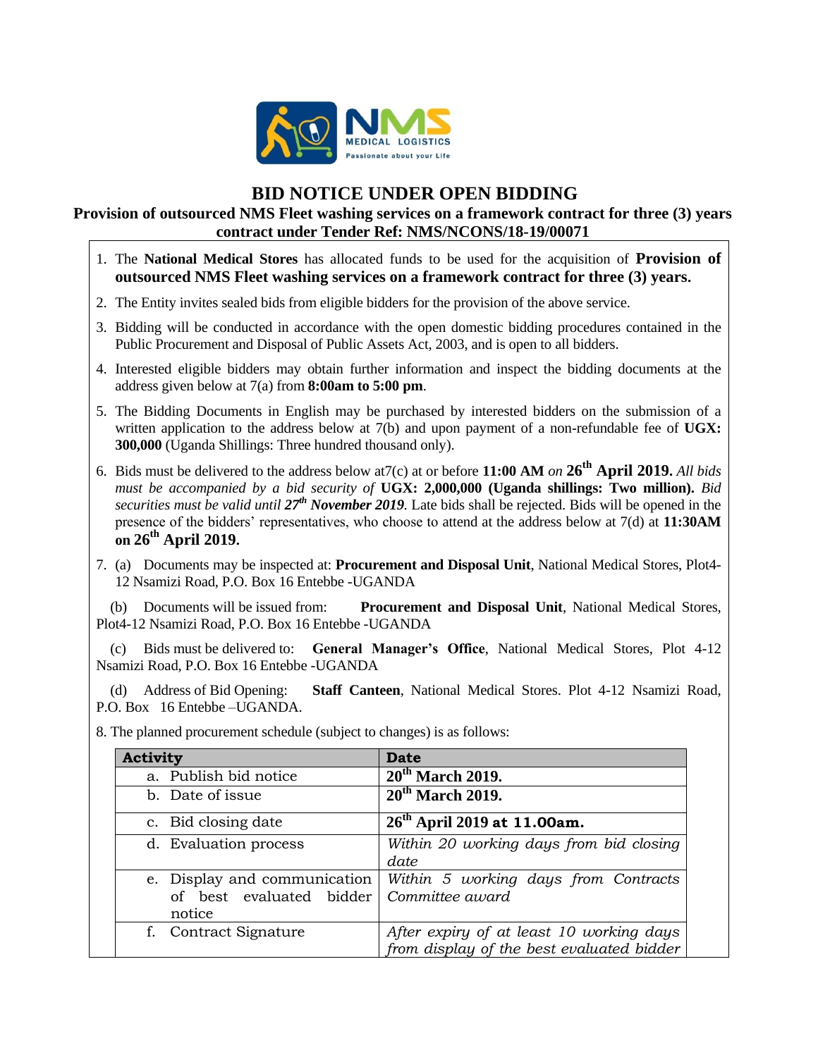# BID NOTICE UNDER OPEN BIDDING

## Provision of outsourced NMS Fleet washing services on a framework contract for three (3) years contract under Tender Ref: NMS/NCONS/18-19/00071

1. The **National Medical Stores** has allocated funds to be used for the acquisition of **Provision of outsourced NMS Fleet washing services on a framework contract for three (3) years.**
2. The Entity invites sealed bids from eligible bidders for the provision of the above service.
3. Bidding will be conducted in accordance with the open domestic bidding procedures contained in the Public Procurement and Disposal of Public Assets Act, 2003, and is open to all bidders.
4. Interested eligible bidders may obtain further information and inspect the bidding documents at the address given below at 7(a) from **8:00am to 5:00 pm**.
5. The Bidding Documents in English may be purchased by interested bidders on the submission of a written application to the address below at 7(b) and upon payment of a non-refundable fee of **UGX: 300,000** (Uganda Shillings: Three hundred thousand only).
6. Bids must be delivered to the address below at7(c) at or before **11:00 AM** *on* **26th April 2019.** *All bids must be accompanied by a bid security of* **UGX: 2,000,000 (Uganda shillings: Two million).** *Bid securities must be valid until* ***27th November 2019***. Late bids shall be rejected. Bids will be opened in the presence of the bidders' representatives, who choose to attend at the address below at 7(d) at **11:30AM on 26th April 2019.**
7. (a) Documents may be inspected at: **Procurement and Disposal Unit**, National Medical Stores, Plot4-12 Nsamizi Road, P.O. Box 16 Entebbe -UGANDA

   (b) Documents will be issued from: **Procurement and Disposal Unit**, National Medical Stores, Plot4-12 Nsamizi Road, P.O. Box 16 Entebbe -UGANDA

   (c) Bids must be delivered to: **General Manager's Office**, National Medical Stores, Plot 4-12 Nsamizi Road, P.O. Box 16 Entebbe -UGANDA

   (d) Address of Bid Opening: **Staff Canteen**, National Medical Stores. Plot 4-12 Nsamizi Road, P.O. Box 16 Entebbe –UGANDA.

8. The planned procurement schedule (subject to changes) is as follows:

| Activity | Date |
|---|---|
| a. Publish bid notice | **20th March 2019.** |
| b. Date of issue | **20th March 2019.** |
| c. Bid closing date | **26th April 2019 at 11.00am.** |
| d. Evaluation process | *Within 20 working days from bid closing date* |
| e. Display and communication of best evaluated bidder notice | *Within 5 working days from Contracts Committee award* |
| f. Contract Signature | *After expiry of at least 10 working days from display of the best evaluated bidder* |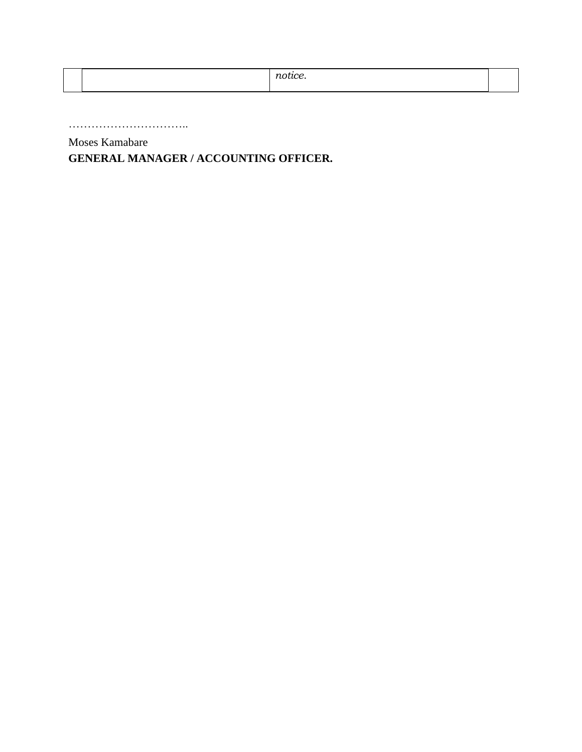| | | | |
|---|---|---|---|
| | | *notice.* | |

…………………………..

Moses Kamabare

**GENERAL MANAGER / ACCOUNTING OFFICER.**